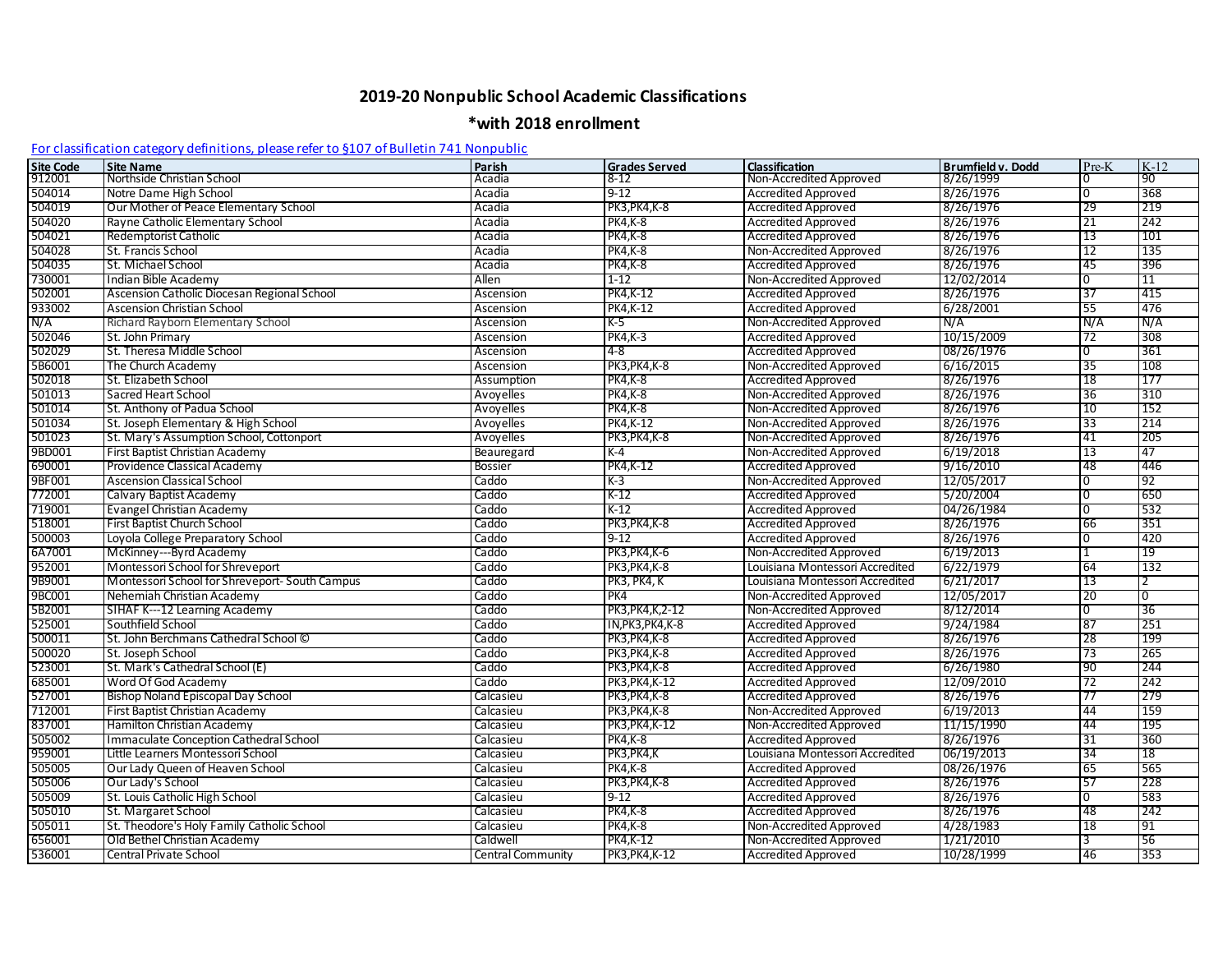# 2019-20 Nonpublic School Academic Classifications

## *with 2018 enrollment

For classification category definitions, please refer to §107 of Bulletin 741 Nonpublic

| Site Code | Site Name | Parish | Grades Served | Classification | Brumfield v. Dodd | Pre-K | K-12 |
|---|---|---|---|---|---|---|---|
| 912001 | Northside Christian School | Acadia | 8-12 | Non-Accredited Approved | 8/26/1999 | 0 | 90 |
| 504014 | Notre Dame High School | Acadia | 9-12 | Accredited Approved | 8/26/1976 | 0 | 368 |
| 504019 | Our Mother of Peace Elementary School | Acadia | PK3,PK4,K-8 | Accredited Approved | 8/26/1976 | 29 | 219 |
| 504020 | Rayne Catholic Elementary School | Acadia | PK4,K-8 | Accredited Approved | 8/26/1976 | 21 | 242 |
| 504021 | Redemptorist Catholic | Acadia | PK4,K-8 | Accredited Approved | 8/26/1976 | 13 | 101 |
| 504028 | St. Francis School | Acadia | PK4,K-8 | Non-Accredited Approved | 8/26/1976 | 12 | 135 |
| 504035 | St. Michael School | Acadia | PK4,K-8 | Accredited Approved | 8/26/1976 | 45 | 396 |
| 730001 | Indian Bible Academy | Allen | 1-12 | Non-Accredited Approved | 12/02/2014 | 0 | 11 |
| 502001 | Ascension Catholic Diocesan Regional School | Ascension | PK4,K-12 | Accredited Approved | 8/26/1976 | 37 | 415 |
| 933002 | Ascension Christian School | Ascension | PK4,K-12 | Accredited Approved | 6/28/2001 | 55 | 476 |
| N/A | Richard Rayborn Elementary School | Ascension | K-5 | Non-Accredited Approved | N/A | N/A | N/A |
| 502046 | St. John Primary | Ascension | PK4,K-3 | Accredited Approved | 10/15/2009 | 72 | 308 |
| 502029 | St. Theresa Middle School | Ascension | 4-8 | Accredited Approved | 08/26/1976 | 0 | 361 |
| 5B6001 | The Church Academy | Ascension | PK3,PK4,K-8 | Non-Accredited Approved | 6/16/2015 | 35 | 108 |
| 502018 | St. Elizabeth School | Assumption | PK4,K-8 | Accredited Approved | 8/26/1976 | 18 | 177 |
| 501013 | Sacred Heart School | Avoyelles | PK4,K-8 | Non-Accredited Approved | 8/26/1976 | 36 | 310 |
| 501014 | St. Anthony of Padua School | Avoyelles | PK4,K-8 | Non-Accredited Approved | 8/26/1976 | 10 | 152 |
| 501034 | St. Joseph Elementary & High School | Avoyelles | PK4,K-12 | Non-Accredited Approved | 8/26/1976 | 33 | 214 |
| 501023 | St. Mary's Assumption School, Cottonport | Avoyelles | PK3,PK4,K-8 | Non-Accredited Approved | 8/26/1976 | 41 | 205 |
| 9BD001 | First Baptist Christian Academy | Beauregard | K-4 | Non-Accredited Approved | 6/19/2018 | 13 | 47 |
| 690001 | Providence Classical Academy | Bossier | PK4,K-12 | Accredited Approved | 9/16/2010 | 48 | 446 |
| 9BF001 | Ascension Classical School | Caddo | K-3 | Non-Accredited Approved | 12/05/2017 | 0 | 92 |
| 772001 | Calvary Baptist Academy | Caddo | K-12 | Accredited Approved | 5/20/2004 | 0 | 650 |
| 719001 | Evangel Christian Academy | Caddo | K-12 | Accredited Approved | 04/26/1984 | 0 | 532 |
| 518001 | First Baptist Church School | Caddo | PK3,PK4,K-8 | Accredited Approved | 8/26/1976 | 66 | 351 |
| 500003 | Loyola College Preparatory School | Caddo | 9-12 | Accredited Approved | 8/26/1976 | 0 | 420 |
| 6A7001 | McKinney---Byrd Academy | Caddo | PK3,PK4,K-6 | Non-Accredited Approved | 6/19/2013 | 1 | 19 |
| 952001 | Montessori School for Shreveport | Caddo | PK3,PK4,K-8 | Louisiana Montessori Accredited | 6/22/1979 | 64 | 132 |
| 9B9001 | Montessori School for Shreveport- South Campus | Caddo | PK3, PK4, K | Louisiana Montessori Accredited | 6/21/2017 | 13 | 2 |
| 9BC001 | Nehemiah Christian Academy | Caddo | PK4 | Non-Accredited Approved | 12/05/2017 | 20 | 0 |
| 5B2001 | SIHAF K---12 Learning Academy | Caddo | PK3,PK4,K,2-12 | Non-Accredited Approved | 8/12/2014 | 0 | 36 |
| 525001 | Southfield School | Caddo | IN,PK3,PK4,K-8 | Accredited Approved | 9/24/1984 | 87 | 251 |
| 500011 | St. John Berchmans Cathedral School © | Caddo | PK3,PK4,K-8 | Accredited Approved | 8/26/1976 | 28 | 199 |
| 500020 | St. Joseph School | Caddo | PK3,PK4,K-8 | Accredited Approved | 8/26/1976 | 73 | 265 |
| 523001 | St. Mark's Cathedral School (E) | Caddo | PK3,PK4,K-8 | Accredited Approved | 6/26/1980 | 90 | 244 |
| 685001 | Word Of God Academy | Caddo | PK3,PK4,K-12 | Accredited Approved | 12/09/2010 | 72 | 242 |
| 527001 | Bishop Noland Episcopal Day School | Calcasieu | PK3,PK4,K-8 | Accredited Approved | 8/26/1976 | 77 | 279 |
| 712001 | First Baptist Christian Academy | Calcasieu | PK3,PK4,K-8 | Non-Accredited Approved | 6/19/2013 | 44 | 159 |
| 837001 | Hamilton Christian Academy | Calcasieu | PK3,PK4,K-12 | Non-Accredited Approved | 11/15/1990 | 44 | 195 |
| 505002 | Immaculate Conception Cathedral School | Calcasieu | PK4,K-8 | Accredited Approved | 8/26/1976 | 31 | 360 |
| 959001 | Little Learners Montessori School | Calcasieu | PK3,PK4,K | Louisiana Montessori Accredited | 06/19/2013 | 34 | 18 |
| 505005 | Our Lady Queen of Heaven School | Calcasieu | PK4,K-8 | Accredited Approved | 08/26/1976 | 65 | 565 |
| 505006 | Our Lady's School | Calcasieu | PK3,PK4,K-8 | Accredited Approved | 8/26/1976 | 57 | 228 |
| 505009 | St. Louis Catholic High School | Calcasieu | 9-12 | Accredited Approved | 8/26/1976 | 0 | 583 |
| 505010 | St. Margaret School | Calcasieu | PK4,K-8 | Accredited Approved | 8/26/1976 | 48 | 242 |
| 505011 | St. Theodore's Holy Family Catholic School | Calcasieu | PK4,K-8 | Non-Accredited Approved | 4/28/1983 | 18 | 91 |
| 656001 | Old Bethel Christian Academy | Caldwell | PK4,K-12 | Non-Accredited Approved | 1/21/2010 | 3 | 56 |
| 536001 | Central Private School | Central Community | PK3,PK4,K-12 | Accredited Approved | 10/28/1999 | 46 | 353 |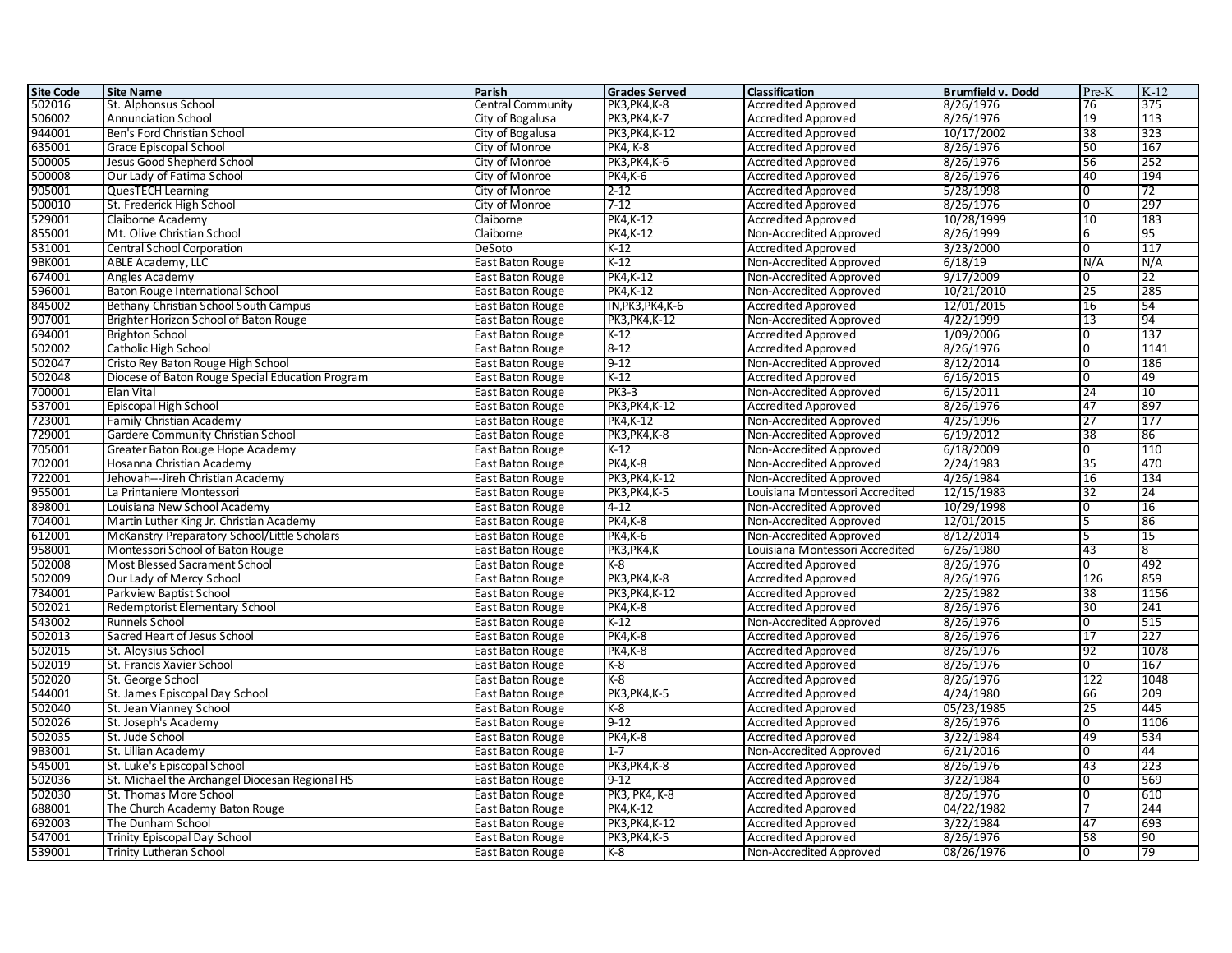| Site Code | Site Name | Parish | Grades Served | Classification | Brumfield v. Dodd | Pre-K | K-12 |
|---|---|---|---|---|---|---|---|
| 502016 | St. Alphonsus School | Central Community | PK3,PK4,K-8 | Accredited Approved | 8/26/1976 | 76 | 375 |
| 506002 | Annunciation School | City of Bogalusa | PK3,PK4,K-7 | Accredited Approved | 8/26/1976 | 19 | 113 |
| 944001 | Ben's Ford Christian School | City of Bogalusa | PK3,PK4,K-12 | Accredited Approved | 10/17/2002 | 38 | 323 |
| 635001 | Grace Episcopal School | City of Monroe | PK4, K-8 | Accredited Approved | 8/26/1976 | 50 | 167 |
| 500005 | Jesus Good Shepherd School | City of Monroe | PK3,PK4,K-6 | Accredited Approved | 8/26/1976 | 56 | 252 |
| 500008 | Our Lady of Fatima School | City of Monroe | PK4,K-6 | Accredited Approved | 8/26/1976 | 40 | 194 |
| 905001 | QuesTECH Learning | City of Monroe | 2-12 | Accredited Approved | 5/28/1998 | 0 | 72 |
| 500010 | St. Frederick High School | City of Monroe | 7-12 | Accredited Approved | 8/26/1976 | 0 | 297 |
| 529001 | Claiborne Academy | Claiborne | PK4,K-12 | Accredited Approved | 10/28/1999 | 10 | 183 |
| 855001 | Mt. Olive Christian School | Claiborne | PK4,K-12 | Non-Accredited Approved | 8/26/1999 | 6 | 95 |
| 531001 | Central School Corporation | DeSoto | K-12 | Accredited Approved | 3/23/2000 | 0 | 117 |
| 9BK001 | ABLE Academy, LLC | East Baton Rouge | K-12 | Non-Accredited Approved | 6/18/19 | N/A | N/A |
| 674001 | Angles Academy | East Baton Rouge | PK4,K-12 | Non-Accredited Approved | 9/17/2009 | 0 | 22 |
| 596001 | Baton Rouge International School | East Baton Rouge | PK4,K-12 | Non-Accredited Approved | 10/21/2010 | 25 | 285 |
| 845002 | Bethany Christian School South Campus | East Baton Rouge | IN,PK3,PK4,K-6 | Accredited Approved | 12/01/2015 | 16 | 54 |
| 907001 | Brighter Horizon School of Baton Rouge | East Baton Rouge | PK3,PK4,K-12 | Non-Accredited Approved | 4/22/1999 | 13 | 94 |
| 694001 | Brighton School | East Baton Rouge | K-12 | Accredited Approved | 1/09/2006 | 0 | 137 |
| 502002 | Catholic High School | East Baton Rouge | 8-12 | Accredited Approved | 8/26/1976 | 0 | 1141 |
| 502047 | Cristo Rey Baton Rouge High School | East Baton Rouge | 9-12 | Non-Accredited Approved | 8/12/2014 | 0 | 186 |
| 502048 | Diocese of Baton Rouge Special Education Program | East Baton Rouge | K-12 | Accredited Approved | 6/16/2015 | 0 | 49 |
| 700001 | Elan Vital | East Baton Rouge | PK3-3 | Non-Accredited Approved | 6/15/2011 | 24 | 10 |
| 537001 | Episcopal High School | East Baton Rouge | PK3,PK4,K-12 | Accredited Approved | 8/26/1976 | 47 | 897 |
| 723001 | Family Christian Academy | East Baton Rouge | PK4,K-12 | Non-Accredited Approved | 4/25/1996 | 27 | 177 |
| 729001 | Gardere Community Christian School | East Baton Rouge | PK3,PK4,K-8 | Non-Accredited Approved | 6/19/2012 | 38 | 86 |
| 705001 | Greater Baton Rouge Hope Academy | East Baton Rouge | K-12 | Non-Accredited Approved | 6/18/2009 | 0 | 110 |
| 702001 | Hosanna Christian Academy | East Baton Rouge | PK4,K-8 | Non-Accredited Approved | 2/24/1983 | 35 | 470 |
| 722001 | Jehovah---Jireh Christian Academy | East Baton Rouge | PK3,PK4,K-12 | Non-Accredited Approved | 4/26/1984 | 16 | 134 |
| 955001 | La Printaniere Montessori | East Baton Rouge | PK3,PK4,K-5 | Louisiana Montessori Accredited | 12/15/1983 | 32 | 24 |
| 898001 | Louisiana New School Academy | East Baton Rouge | 4-12 | Non-Accredited Approved | 10/29/1998 | 0 | 16 |
| 704001 | Martin Luther King Jr. Christian Academy | East Baton Rouge | PK4,K-8 | Non-Accredited Approved | 12/01/2015 | 5 | 86 |
| 612001 | McKanstry Preparatory School/Little Scholars | East Baton Rouge | PK4,K-6 | Non-Accredited Approved | 8/12/2014 | 5 | 15 |
| 958001 | Montessori School of Baton Rouge | East Baton Rouge | PK3,PK4,K | Louisiana Montessori Accredited | 6/26/1980 | 43 | 8 |
| 502008 | Most Blessed Sacrament School | East Baton Rouge | K-8 | Accredited Approved | 8/26/1976 | 0 | 492 |
| 502009 | Our Lady of Mercy School | East Baton Rouge | PK3,PK4,K-8 | Accredited Approved | 8/26/1976 | 126 | 859 |
| 734001 | Parkview Baptist School | East Baton Rouge | PK3,PK4,K-12 | Accredited Approved | 2/25/1982 | 38 | 1156 |
| 502021 | Redemptorist Elementary School | East Baton Rouge | PK4,K-8 | Accredited Approved | 8/26/1976 | 30 | 241 |
| 543002 | Runnels School | East Baton Rouge | K-12 | Non-Accredited Approved | 8/26/1976 | 0 | 515 |
| 502013 | Sacred Heart of Jesus School | East Baton Rouge | PK4,K-8 | Accredited Approved | 8/26/1976 | 17 | 227 |
| 502015 | St. Aloysius School | East Baton Rouge | PK4,K-8 | Accredited Approved | 8/26/1976 | 92 | 1078 |
| 502019 | St. Francis Xavier School | East Baton Rouge | K-8 | Accredited Approved | 8/26/1976 | 0 | 167 |
| 502020 | St. George School | East Baton Rouge | K-8 | Accredited Approved | 8/26/1976 | 122 | 1048 |
| 544001 | St. James Episcopal Day School | East Baton Rouge | PK3,PK4,K-5 | Accredited Approved | 4/24/1980 | 66 | 209 |
| 502040 | St. Jean Vianney School | East Baton Rouge | K-8 | Accredited Approved | 05/23/1985 | 25 | 445 |
| 502026 | St. Joseph's Academy | East Baton Rouge | 9-12 | Accredited Approved | 8/26/1976 | 0 | 1106 |
| 502035 | St. Jude School | East Baton Rouge | PK4,K-8 | Accredited Approved | 3/22/1984 | 49 | 534 |
| 9B3001 | St. Lillian Academy | East Baton Rouge | 1-7 | Non-Accredited Approved | 6/21/2016 | 0 | 44 |
| 545001 | St. Luke's Episcopal School | East Baton Rouge | PK3,PK4,K-8 | Accredited Approved | 8/26/1976 | 43 | 223 |
| 502036 | St. Michael the Archangel Diocesan Regional HS | East Baton Rouge | 9-12 | Accredited Approved | 3/22/1984 | 0 | 569 |
| 502030 | St. Thomas More School | East Baton Rouge | PK3, PK4, K-8 | Accredited Approved | 8/26/1976 | 0 | 610 |
| 688001 | The Church Academy Baton Rouge | East Baton Rouge | PK4,K-12 | Accredited Approved | 04/22/1982 | 7 | 244 |
| 692003 | The Dunham School | East Baton Rouge | PK3,PK4,K-12 | Accredited Approved | 3/22/1984 | 47 | 693 |
| 547001 | Trinity Episcopal Day School | East Baton Rouge | PK3,PK4,K-5 | Accredited Approved | 8/26/1976 | 58 | 90 |
| 539001 | Trinity Lutheran School | East Baton Rouge | K-8 | Non-Accredited Approved | 08/26/1976 | 0 | 79 |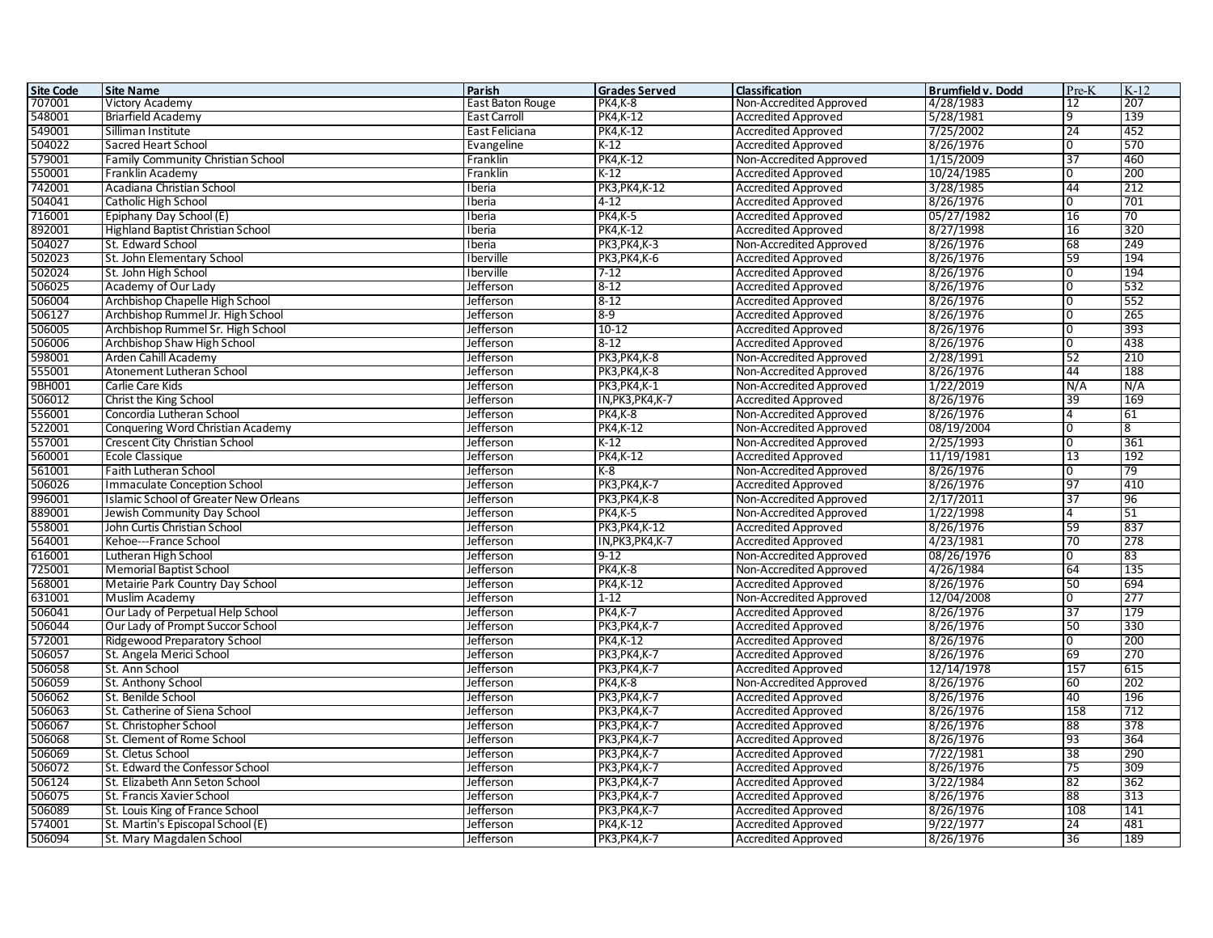| Site Code | Site Name | Parish | Grades Served | Classification | Brumfield v. Dodd | Pre-K | K-12 |
|---|---|---|---|---|---|---|---|
| 707001 | Victory Academy | East Baton Rouge | PK4,K-8 | Non-Accredited Approved | 4/28/1983 | 12 | 207 |
| 548001 | Briarfield Academy | East Carroll | PK4,K-12 | Accredited Approved | 5/28/1981 | 9 | 139 |
| 549001 | Silliman Institute | East Feliciana | PK4,K-12 | Accredited Approved | 7/25/2002 | 24 | 452 |
| 504022 | Sacred Heart School | Evangeline | K-12 | Accredited Approved | 8/26/1976 | 0 | 570 |
| 579001 | Family Community Christian School | Franklin | PK4,K-12 | Non-Accredited Approved | 1/15/2009 | 37 | 460 |
| 550001 | Franklin Academy | Franklin | K-12 | Accredited Approved | 10/24/1985 | 0 | 200 |
| 742001 | Acadiana Christian School | Iberia | PK3,PK4,K-12 | Accredited Approved | 3/28/1985 | 44 | 212 |
| 504041 | Catholic High School | Iberia | 4-12 | Accredited Approved | 8/26/1976 | 0 | 701 |
| 716001 | Epiphany Day School (E) | Iberia | PK4,K-5 | Accredited Approved | 05/27/1982 | 16 | 70 |
| 892001 | Highland Baptist Christian School | Iberia | PK4,K-12 | Accredited Approved | 8/27/1998 | 16 | 320 |
| 504027 | St. Edward School | Iberia | PK3,PK4,K-3 | Non-Accredited Approved | 8/26/1976 | 68 | 249 |
| 502023 | St. John Elementary School | Iberville | PK3,PK4,K-6 | Accredited Approved | 8/26/1976 | 59 | 194 |
| 502024 | St. John High School | Iberville | 7-12 | Accredited Approved | 8/26/1976 | 0 | 194 |
| 506025 | Academy of Our Lady | Jefferson | 8-12 | Accredited Approved | 8/26/1976 | 0 | 532 |
| 506004 | Archbishop Chapelle High School | Jefferson | 8-12 | Accredited Approved | 8/26/1976 | 0 | 552 |
| 506127 | Archbishop Rummel Jr. High School | Jefferson | 8-9 | Accredited Approved | 8/26/1976 | 0 | 265 |
| 506005 | Archbishop Rummel Sr. High School | Jefferson | 10-12 | Accredited Approved | 8/26/1976 | 0 | 393 |
| 506006 | Archbishop Shaw High School | Jefferson | 8-12 | Accredited Approved | 8/26/1976 | 0 | 438 |
| 598001 | Arden Cahill Academy | Jefferson | PK3,PK4,K-8 | Non-Accredited Approved | 2/28/1991 | 52 | 210 |
| 555001 | Atonement Lutheran School | Jefferson | PK3,PK4,K-8 | Non-Accredited Approved | 8/26/1976 | 44 | 188 |
| 9BH001 | Carlie Care Kids | Jefferson | PK3,PK4,K-1 | Non-Accredited Approved | 1/22/2019 | N/A | N/A |
| 506012 | Christ the King School | Jefferson | IN,PK3,PK4,K-7 | Accredited Approved | 8/26/1976 | 39 | 169 |
| 556001 | Concordia Lutheran School | Jefferson | PK4,K-8 | Non-Accredited Approved | 8/26/1976 | 4 | 61 |
| 522001 | Conquering Word Christian Academy | Jefferson | PK4,K-12 | Non-Accredited Approved | 08/19/2004 | 0 | 8 |
| 557001 | Crescent City Christian School | Jefferson | K-12 | Non-Accredited Approved | 2/25/1993 | 0 | 361 |
| 560001 | Ecole Classique | Jefferson | PK4,K-12 | Accredited Approved | 11/19/1981 | 13 | 192 |
| 561001 | Faith Lutheran School | Jefferson | K-8 | Non-Accredited Approved | 8/26/1976 | 0 | 79 |
| 506026 | Immaculate Conception School | Jefferson | PK3,PK4,K-7 | Accredited Approved | 8/26/1976 | 97 | 410 |
| 996001 | Islamic School of Greater New Orleans | Jefferson | PK3,PK4,K-8 | Non-Accredited Approved | 2/17/2011 | 37 | 96 |
| 889001 | Jewish Community Day School | Jefferson | PK4,K-5 | Non-Accredited Approved | 1/22/1998 | 4 | 51 |
| 558001 | John Curtis Christian School | Jefferson | PK3,PK4,K-12 | Accredited Approved | 8/26/1976 | 59 | 837 |
| 564001 | Kehoe---France School | Jefferson | IN,PK3,PK4,K-7 | Accredited Approved | 4/23/1981 | 70 | 278 |
| 616001 | Lutheran High School | Jefferson | 9-12 | Non-Accredited Approved | 08/26/1976 | 0 | 83 |
| 725001 | Memorial Baptist School | Jefferson | PK4,K-8 | Non-Accredited Approved | 4/26/1984 | 64 | 135 |
| 568001 | Metairie Park Country Day School | Jefferson | PK4,K-12 | Accredited Approved | 8/26/1976 | 50 | 694 |
| 631001 | Muslim Academy | Jefferson | 1-12 | Non-Accredited Approved | 12/04/2008 | 0 | 277 |
| 506041 | Our Lady of Perpetual Help School | Jefferson | PK4,K-7 | Accredited Approved | 8/26/1976 | 37 | 179 |
| 506044 | Our Lady of Prompt Succor School | Jefferson | PK3,PK4,K-7 | Accredited Approved | 8/26/1976 | 50 | 330 |
| 572001 | Ridgewood Preparatory School | Jefferson | PK4,K-12 | Accredited Approved | 8/26/1976 | 0 | 200 |
| 506057 | St. Angela Merici School | Jefferson | PK3,PK4,K-7 | Accredited Approved | 8/26/1976 | 69 | 270 |
| 506058 | St. Ann School | Jefferson | PK3,PK4,K-7 | Accredited Approved | 12/14/1978 | 157 | 615 |
| 506059 | St. Anthony School | Jefferson | PK4,K-8 | Non-Accredited Approved | 8/26/1976 | 60 | 202 |
| 506062 | St. Benilde School | Jefferson | PK3,PK4,K-7 | Accredited Approved | 8/26/1976 | 40 | 196 |
| 506063 | St. Catherine of Siena School | Jefferson | PK3,PK4,K-7 | Accredited Approved | 8/26/1976 | 158 | 712 |
| 506067 | St. Christopher School | Jefferson | PK3,PK4,K-7 | Accredited Approved | 8/26/1976 | 88 | 378 |
| 506068 | St. Clement of Rome School | Jefferson | PK3,PK4,K-7 | Accredited Approved | 8/26/1976 | 93 | 364 |
| 506069 | St. Cletus School | Jefferson | PK3,PK4,K-7 | Accredited Approved | 7/22/1981 | 38 | 290 |
| 506072 | St. Edward the Confessor School | Jefferson | PK3,PK4,K-7 | Accredited Approved | 8/26/1976 | 75 | 309 |
| 506124 | St. Elizabeth Ann Seton School | Jefferson | PK3,PK4,K-7 | Accredited Approved | 3/22/1984 | 82 | 362 |
| 506075 | St. Francis Xavier School | Jefferson | PK3,PK4,K-7 | Accredited Approved | 8/26/1976 | 88 | 313 |
| 506089 | St. Louis King of France School | Jefferson | PK3,PK4,K-7 | Accredited Approved | 8/26/1976 | 108 | 141 |
| 574001 | St. Martin's Episcopal School (E) | Jefferson | PK4,K-12 | Accredited Approved | 9/22/1977 | 24 | 481 |
| 506094 | St. Mary Magdalen School | Jefferson | PK3,PK4,K-7 | Accredited Approved | 8/26/1976 | 36 | 189 |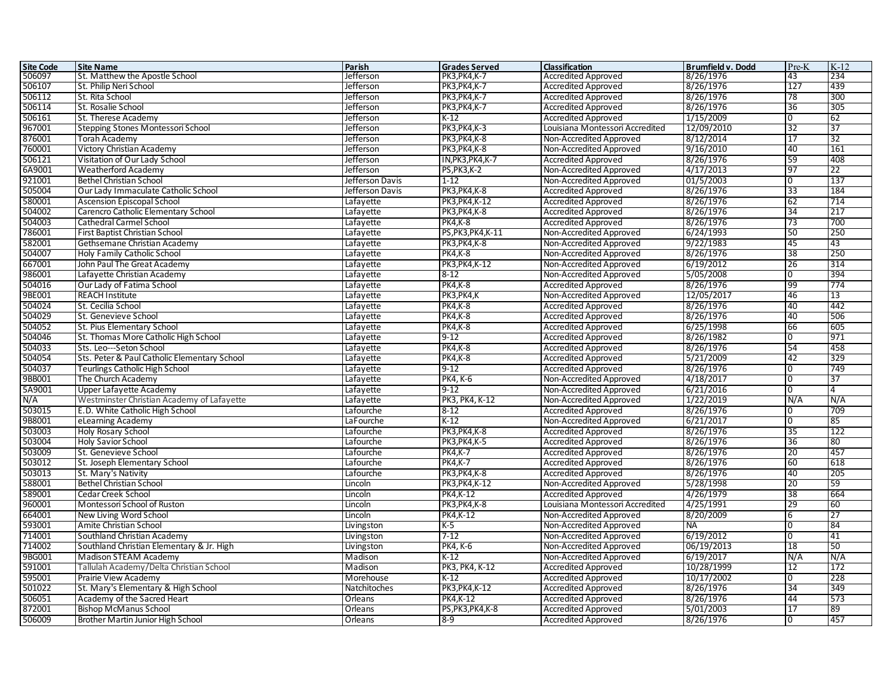| Site Code | Site Name | Parish | Grades Served | Classification | Brumfield v. Dodd | Pre-K | K-12 |
|---|---|---|---|---|---|---|---|
| 506097 | St. Matthew the Apostle School | Jefferson | PK3,PK4,K-7 | Accredited Approved | 8/26/1976 | 43 | 234 |
| 506107 | St. Philip Neri School | Jefferson | PK3,PK4,K-7 | Accredited Approved | 8/26/1976 | 127 | 439 |
| 506112 | St. Rita School | Jefferson | PK3,PK4,K-7 | Accredited Approved | 8/26/1976 | 78 | 300 |
| 506114 | St. Rosalie School | Jefferson | PK3,PK4,K-7 | Accredited Approved | 8/26/1976 | 36 | 305 |
| 506161 | St. Therese Academy | Jefferson | K-12 | Accredited Approved | 1/15/2009 | 0 | 62 |
| 967001 | Stepping Stones Montessori School | Jefferson | PK3,PK4,K-3 | Louisiana Montessori Accredited | 12/09/2010 | 32 | 37 |
| 876001 | Torah Academy | Jefferson | PK3,PK4,K-8 | Non-Accredited Approved | 8/12/2014 | 17 | 32 |
| 760001 | Victory Christian Academy | Jefferson | PK3,PK4,K-8 | Non-Accredited Approved | 9/16/2010 | 40 | 161 |
| 506121 | Visitation of Our Lady School | Jefferson | IN,PK3,PK4,K-7 | Accredited Approved | 8/26/1976 | 59 | 408 |
| 6A9001 | Weatherford Academy | Jefferson | PS,PK3,K-2 | Non-Accredited Approved | 4/17/2013 | 97 | 22 |
| 921001 | Bethel Christian School | Jefferson Davis | 1-12 | Non-Accredited Approved | 01/5/2003 | 0 | 137 |
| 505004 | Our Lady Immaculate Catholic School | Jefferson Davis | PK3,PK4,K-8 | Accredited Approved | 8/26/1976 | 33 | 184 |
| 580001 | Ascension Episcopal School | Lafayette | PK3,PK4,K-12 | Accredited Approved | 8/26/1976 | 62 | 714 |
| 504002 | Carencro Catholic Elementary School | Lafayette | PK3,PK4,K-8 | Accredited Approved | 8/26/1976 | 34 | 217 |
| 504003 | Cathedral Carmel School | Lafayette | PK4,K-8 | Accredited Approved | 8/26/1976 | 73 | 700 |
| 786001 | First Baptist Christian School | Lafayette | PS,PK3,PK4,K-11 | Non-Accredited Approved | 6/24/1993 | 50 | 250 |
| 582001 | Gethsemane Christian Academy | Lafayette | PK3,PK4,K-8 | Non-Accredited Approved | 9/22/1983 | 45 | 43 |
| 504007 | Holy Family Catholic School | Lafayette | PK4,K-8 | Non-Accredited Approved | 8/26/1976 | 38 | 250 |
| 667001 | John Paul The Great Academy | Lafayette | PK3,PK4,K-12 | Non-Accredited Approved | 6/19/2012 | 26 | 314 |
| 986001 | Lafayette Christian Academy | Lafayette | 8-12 | Non-Accredited Approved | 5/05/2008 | 0 | 394 |
| 504016 | Our Lady of Fatima School | Lafayette | PK4,K-8 | Accredited Approved | 8/26/1976 | 99 | 774 |
| 9BE001 | REACH Institute | Lafayette | PK3,PK4,K | Non-Accredited Approved | 12/05/2017 | 46 | 13 |
| 504024 | St. Cecilia School | Lafayette | PK4,K-8 | Accredited Approved | 8/26/1976 | 40 | 442 |
| 504029 | St. Genevieve School | Lafayette | PK4,K-8 | Accredited Approved | 8/26/1976 | 40 | 506 |
| 504052 | St. Pius Elementary School | Lafayette | PK4,K-8 | Accredited Approved | 6/25/1998 | 66 | 605 |
| 504046 | St. Thomas More Catholic High School | Lafayette | 9-12 | Accredited Approved | 8/26/1982 | 0 | 971 |
| 504033 | Sts. Leo---Seton School | Lafayette | PK4,K-8 | Accredited Approved | 8/26/1976 | 54 | 458 |
| 504054 | Sts. Peter & Paul Catholic Elementary School | Lafayette | PK4,K-8 | Accredited Approved | 5/21/2009 | 42 | 329 |
| 504037 | Teurlings Catholic High School | Lafayette | 9-12 | Accredited Approved | 8/26/1976 | 0 | 749 |
| 9BB001 | The Church Academy | Lafayette | PK4, K-6 | Non-Accredited Approved | 4/18/2017 | 0 | 37 |
| 5A9001 | Upper Lafayette Academy | Lafayette | 9-12 | Non-Accredited Approved | 6/21/2016 | 0 | 4 |
| N/A | Westminster Christian Academy of Lafayette | Lafayette | PK3, PK4, K-12 | Non-Accredited Approved | 1/22/2019 | N/A | N/A |
| 503015 | E.D. White Catholic High School | Lafourche | 8-12 | Accredited Approved | 8/26/1976 | 0 | 709 |
| 9B8001 | eLearning Academy | LaFourche | K-12 | Non-Accredited Approved | 6/21/2017 | 0 | 85 |
| 503003 | Holy Rosary School | Lafourche | PK3,PK4,K-8 | Accredited Approved | 8/26/1976 | 35 | 122 |
| 503004 | Holy Savior School | Lafourche | PK3,PK4,K-5 | Accredited Approved | 8/26/1976 | 36 | 80 |
| 503009 | St. Genevieve School | Lafourche | PK4,K-7 | Accredited Approved | 8/26/1976 | 20 | 457 |
| 503012 | St. Joseph Elementary School | Lafourche | PK4,K-7 | Accredited Approved | 8/26/1976 | 60 | 618 |
| 503013 | St. Mary's Nativity | Lafourche | PK3,PK4,K-8 | Accredited Approved | 8/26/1976 | 40 | 205 |
| 588001 | Bethel Christian School | Lincoln | PK3,PK4,K-12 | Non-Accredited Approved | 5/28/1998 | 20 | 59 |
| 589001 | Cedar Creek School | Lincoln | PK4,K-12 | Accredited Approved | 4/26/1979 | 38 | 664 |
| 960001 | Montessori School of Ruston | Lincoln | PK3,PK4,K-8 | Louisiana Montessori Accredited | 4/25/1991 | 29 | 60 |
| 664001 | New Living Word School | Lincoln | PK4,K-12 | Non-Accredited Approved | 8/20/2009 | 6 | 27 |
| 593001 | Amite Christian School | Livingston | K-5 | Non-Accredited Approved | NA | 0 | 84 |
| 714001 | Southland Christian Academy | Livingston | 7-12 | Non-Accredited Approved | 6/19/2012 | 0 | 41 |
| 714002 | Southland Christian Elementary & Jr. High | Livingston | PK4, K-6 | Non-Accredited Approved | 06/19/2013 | 18 | 50 |
| 9BG001 | Madison STEAM Academy | Madison | K-12 | Non-Accredited Approved | 6/19/2017 | N/A | N/A |
| 591001 | Tallulah Academy/Delta Christian School | Madison | PK3, PK4, K-12 | Accredited Approved | 10/28/1999 | 12 | 172 |
| 595001 | Prairie View Academy | Morehouse | K-12 | Accredited Approved | 10/17/2002 | 0 | 228 |
| 501022 | St. Mary's Elementary & High School | Natchitoches | PK3,PK4,K-12 | Accredited Approved | 8/26/1976 | 34 | 349 |
| 506051 | Academy of the Sacred Heart | Orleans | PK4,K-12 | Accredited Approved | 8/26/1976 | 44 | 573 |
| 872001 | Bishop McManus School | Orleans | PS,PK3,PK4,K-8 | Accredited Approved | 5/01/2003 | 17 | 89 |
| 506009 | Brother Martin Junior High School | Orleans | 8-9 | Accredited Approved | 8/26/1976 | 0 | 457 |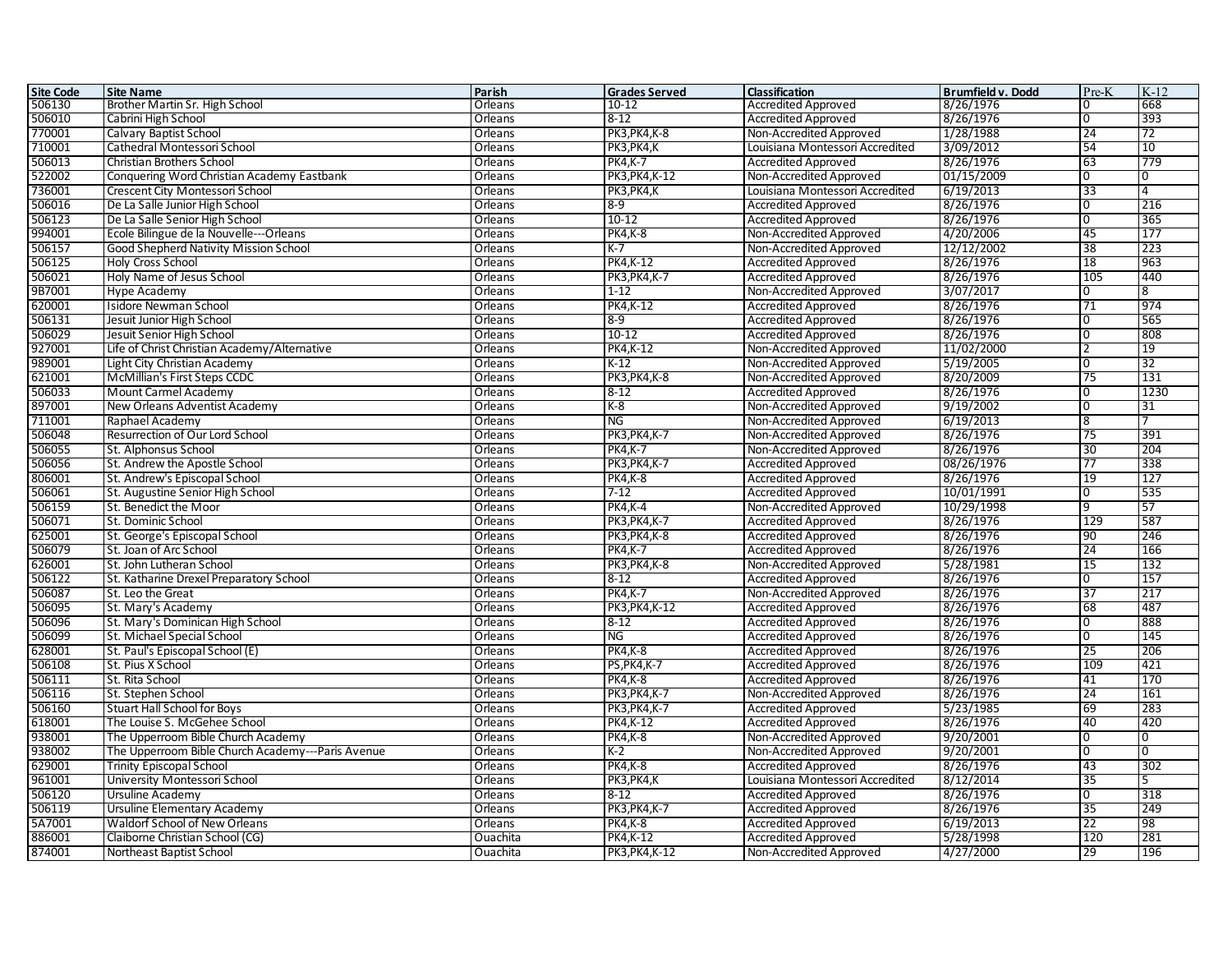| Site Code | Site Name | Parish | Grades Served | Classification | Brumfield v. Dodd | Pre-K | K-12 |
|---|---|---|---|---|---|---|---|
| 506130 | Brother Martin Sr. High School | Orleans | 10-12 | Accredited Approved | 8/26/1976 | 0 | 668 |
| 506010 | Cabrini High School | Orleans | 8-12 | Accredited Approved | 8/26/1976 | 0 | 393 |
| 770001 | Calvary Baptist School | Orleans | PK3,PK4,K-8 | Non-Accredited Approved | 1/28/1988 | 24 | 72 |
| 710001 | Cathedral Montessori School | Orleans | PK3,PK4,K | Louisiana Montessori Accredited | 3/09/2012 | 54 | 10 |
| 506013 | Christian Brothers School | Orleans | PK4,K-7 | Accredited Approved | 8/26/1976 | 63 | 779 |
| 522002 | Conquering Word Christian Academy Eastbank | Orleans | PK3,PK4,K-12 | Non-Accredited Approved | 01/15/2009 | 0 | 0 |
| 736001 | Crescent City Montessori School | Orleans | PK3,PK4,K | Louisiana Montessori Accredited | 6/19/2013 | 33 | 4 |
| 506016 | De La Salle Junior High School | Orleans | 8-9 | Accredited Approved | 8/26/1976 | 0 | 216 |
| 506123 | De La Salle Senior High School | Orleans | 10-12 | Accredited Approved | 8/26/1976 | 0 | 365 |
| 994001 | Ecole Bilingue de la Nouvelle---Orleans | Orleans | PK4,K-8 | Non-Accredited Approved | 4/20/2006 | 45 | 177 |
| 506157 | Good Shepherd Nativity Mission School | Orleans | K-7 | Non-Accredited Approved | 12/12/2002 | 38 | 223 |
| 506125 | Holy Cross School | Orleans | PK4,K-12 | Accredited Approved | 8/26/1976 | 18 | 963 |
| 506021 | Holy Name of Jesus School | Orleans | PK3,PK4,K-7 | Accredited Approved | 8/26/1976 | 105 | 440 |
| 9B7001 | Hype Academy | Orleans | 1-12 | Non-Accredited Approved | 3/07/2017 | 0 | 8 |
| 620001 | Isidore Newman School | Orleans | PK4,K-12 | Accredited Approved | 8/26/1976 | 71 | 974 |
| 506131 | Jesuit Junior High School | Orleans | 8-9 | Accredited Approved | 8/26/1976 | 0 | 565 |
| 506029 | Jesuit Senior High School | Orleans | 10-12 | Accredited Approved | 8/26/1976 | 0 | 808 |
| 927001 | Life of Christ Christian Academy/Alternative | Orleans | PK4,K-12 | Non-Accredited Approved | 11/02/2000 | 2 | 19 |
| 989001 | Light City Christian Academy | Orleans | K-12 | Non-Accredited Approved | 5/19/2005 | 0 | 32 |
| 621001 | McMillian's First Steps CCDC | Orleans | PK3,PK4,K-8 | Non-Accredited Approved | 8/20/2009 | 75 | 131 |
| 506033 | Mount Carmel Academy | Orleans | 8-12 | Accredited Approved | 8/26/1976 | 0 | 1230 |
| 897001 | New Orleans Adventist Academy | Orleans | K-8 | Non-Accredited Approved | 9/19/2002 | 0 | 31 |
| 711001 | Raphael Academy | Orleans | NG | Non-Accredited Approved | 6/19/2013 | 8 | 7 |
| 506048 | Resurrection of Our Lord School | Orleans | PK3,PK4,K-7 | Non-Accredited Approved | 8/26/1976 | 75 | 391 |
| 506055 | St. Alphonsus School | Orleans | PK4,K-7 | Non-Accredited Approved | 8/26/1976 | 30 | 204 |
| 506056 | St. Andrew the Apostle School | Orleans | PK3,PK4,K-7 | Accredited Approved | 08/26/1976 | 77 | 338 |
| 806001 | St. Andrew's Episcopal School | Orleans | PK4,K-8 | Accredited Approved | 8/26/1976 | 19 | 127 |
| 506061 | St. Augustine Senior High School | Orleans | 7-12 | Accredited Approved | 10/01/1991 | 0 | 535 |
| 506159 | St. Benedict the Moor | Orleans | PK4,K-4 | Non-Accredited Approved | 10/29/1998 | 9 | 57 |
| 506071 | St. Dominic School | Orleans | PK3,PK4,K-7 | Accredited Approved | 8/26/1976 | 129 | 587 |
| 625001 | St. George's Episcopal School | Orleans | PK3,PK4,K-8 | Accredited Approved | 8/26/1976 | 90 | 246 |
| 506079 | St. Joan of Arc School | Orleans | PK4,K-7 | Accredited Approved | 8/26/1976 | 24 | 166 |
| 626001 | St. John Lutheran School | Orleans | PK3,PK4,K-8 | Non-Accredited Approved | 5/28/1981 | 15 | 132 |
| 506122 | St. Katharine Drexel Preparatory School | Orleans | 8-12 | Accredited Approved | 8/26/1976 | 0 | 157 |
| 506087 | St. Leo the Great | Orleans | PK4,K-7 | Non-Accredited Approved | 8/26/1976 | 37 | 217 |
| 506095 | St. Mary's Academy | Orleans | PK3,PK4,K-12 | Accredited Approved | 8/26/1976 | 68 | 487 |
| 506096 | St. Mary's Dominican High School | Orleans | 8-12 | Accredited Approved | 8/26/1976 | 0 | 888 |
| 506099 | St. Michael Special School | Orleans | NG | Accredited Approved | 8/26/1976 | 0 | 145 |
| 628001 | St. Paul's Episcopal School (E) | Orleans | PK4,K-8 | Accredited Approved | 8/26/1976 | 25 | 206 |
| 506108 | St. Pius X School | Orleans | PS,PK4,K-7 | Accredited Approved | 8/26/1976 | 109 | 421 |
| 506111 | St. Rita School | Orleans | PK4,K-8 | Accredited Approved | 8/26/1976 | 41 | 170 |
| 506116 | St. Stephen School | Orleans | PK3,PK4,K-7 | Non-Accredited Approved | 8/26/1976 | 24 | 161 |
| 506160 | Stuart Hall School for Boys | Orleans | PK3,PK4,K-7 | Accredited Approved | 5/23/1985 | 69 | 283 |
| 618001 | The Louise S. McGehee School | Orleans | PK4,K-12 | Accredited Approved | 8/26/1976 | 40 | 420 |
| 938001 | The Upperroom Bible Church Academy | Orleans | PK4,K-8 | Non-Accredited Approved | 9/20/2001 | 0 | 0 |
| 938002 | The Upperroom Bible Church Academy---Paris Avenue | Orleans | K-2 | Non-Accredited Approved | 9/20/2001 | 0 | 0 |
| 629001 | Trinity Episcopal School | Orleans | PK4,K-8 | Accredited Approved | 8/26/1976 | 43 | 302 |
| 961001 | University Montessori School | Orleans | PK3,PK4,K | Louisiana Montessori Accredited | 8/12/2014 | 35 | 5 |
| 506120 | Ursuline Academy | Orleans | 8-12 | Accredited Approved | 8/26/1976 | 0 | 318 |
| 506119 | Ursuline Elementary Academy | Orleans | PK3,PK4,K-7 | Accredited Approved | 8/26/1976 | 35 | 249 |
| 5A7001 | Waldorf School of New Orleans | Orleans | PK4,K-8 | Accredited Approved | 6/19/2013 | 22 | 98 |
| 886001 | Claiborne Christian School (CG) | Ouachita | PK4,K-12 | Accredited Approved | 5/28/1998 | 120 | 281 |
| 874001 | Northeast Baptist School | Ouachita | PK3,PK4,K-12 | Non-Accredited Approved | 4/27/2000 | 29 | 196 |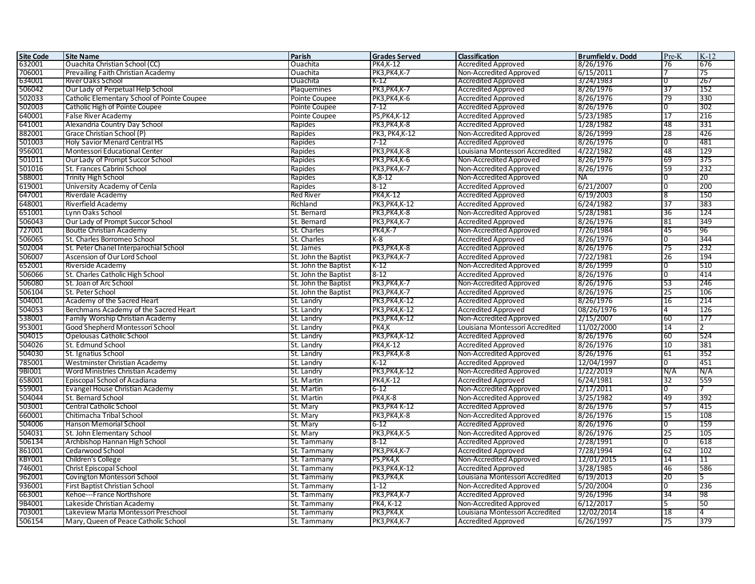| Site Code | Site Name | Parish | Grades Served | Classification | Brumfield v. Dodd | Pre-K | K-12 |
|---|---|---|---|---|---|---|---|
| 632001 | Ouachita Christian School (CC) | Ouachita | PK4,K-12 | Accredited Approved | 8/26/1976 | 76 | 676 |
| 706001 | Prevailing Faith Christian Academy | Ouachita | PK3,PK4,K-7 | Non-Accredited Approved | 6/15/2011 | 7 | 75 |
| 634001 | River Oaks School | Ouachita | K-12 | Accredited Approved | 3/24/1983 | 0 | 267 |
| 506042 | Our Lady of Perpetual Help School | Plaquemines | PK3,PK4,K-7 | Accredited Approved | 8/26/1976 | 37 | 152 |
| 502033 | Catholic Elementary School of Pointe Coupee | Pointe Coupee | PK3,PK4,K-6 | Accredited Approved | 8/26/1976 | 79 | 330 |
| 502003 | Catholic High of Pointe Coupee | Pointe Coupee | 7-12 | Accredited Approved | 8/26/1976 | 0 | 302 |
| 640001 | False River Academy | Pointe Coupee | PS,PK4,K-12 | Accredited Approved | 5/23/1985 | 17 | 216 |
| 641001 | Alexandria Country Day School | Rapides | PK3,PK4,K-8 | Accredited Approved | 1/28/1982 | 48 | 331 |
| 882001 | Grace Christian School (P) | Rapides | PK3, PK4,K-12 | Non-Accredited Approved | 8/26/1999 | 28 | 426 |
| 501003 | Holy Savior Menard Central HS | Rapides | 7-12 | Accredited Approved | 8/26/1976 | 0 | 481 |
| 956001 | Montessori Educational Center | Rapides | PK3,PK4,K-8 | Louisiana Montessori Accredited | 4/22/1982 | 48 | 129 |
| 501011 | Our Lady of Prompt Succor School | Rapides | PK3,PK4,K-6 | Non-Accredited Approved | 8/26/1976 | 69 | 375 |
| 501016 | St. Frances Cabrini School | Rapides | PK3,PK4,K-7 | Non-Accredited Approved | 8/26/1976 | 59 | 232 |
| 5B8001 | Trinity High School | Rapides | K,8-12 | Non-Accredited Approved | NA | 0 | 20 |
| 619001 | University Academy of Cenla | Rapides | 8-12 | Accredited Approved | 6/21/2007 | 0 | 200 |
| 647001 | Riverdale Academy | Red River | PK4,K-12 | Accredited Approved | 6/19/2003 | 8 | 150 |
| 648001 | Riverfield Academy | Richland | PK3,PK4,K-12 | Accredited Approved | 6/24/1982 | 37 | 383 |
| 651001 | Lynn Oaks School | St. Bernard | PK3,PK4,K-8 | Non-Accredited Approved | 5/28/1981 | 36 | 124 |
| 506043 | Our Lady of Prompt Succor School | St. Bernard | PK3,PK4,K-7 | Accredited Approved | 8/26/1976 | 81 | 349 |
| 727001 | Boutte Christian Academy | St. Charles | PK4,K-7 | Non-Accredited Approved | 7/26/1984 | 45 | 96 |
| 506065 | St. Charles Borromeo School | St. Charles | K-8 | Accredited Approved | 8/26/1976 | 0 | 344 |
| 502004 | St. Peter Chanel Interparochial School | St. James | PK3,PK4,K-8 | Accredited Approved | 8/26/1976 | 75 | 232 |
| 506007 | Ascension of Our Lord School | St. John the Baptist | PK3,PK4,K-7 | Accredited Approved | 7/22/1981 | 26 | 194 |
| 652001 | Riverside Academy | St. John the Baptist | K-12 | Non-Accredited Approved | 8/26/1999 | 0 | 510 |
| 506066 | St. Charles Catholic High School | St. John the Baptist | 8-12 | Accredited Approved | 8/26/1976 | 0 | 414 |
| 506080 | St. Joan of Arc School | St. John the Baptist | PK3,PK4,K-7 | Non-Accredited Approved | 8/26/1976 | 53 | 246 |
| 506104 | St. Peter School | St. John the Baptist | PK3,PK4,K-7 | Accredited Approved | 8/26/1976 | 25 | 106 |
| 504001 | Academy of the Sacred Heart | St. Landry | PK3,PK4,K-12 | Accredited Approved | 8/26/1976 | 16 | 214 |
| 504053 | Berchmans Academy of the Sacred Heart | St. Landry | PK3,PK4,K-12 | Accredited Approved | 08/26/1976 | 4 | 126 |
| 538001 | Family Worship Christian Academy | St. Landry | PK3,PK4,K-12 | Non-Accredited Approved | 2/15/2007 | 60 | 177 |
| 953001 | Good Shepherd Montessori School | St. Landry | PK4,K | Louisiana Montessori Accredited | 11/02/2000 | 14 | 2 |
| 504015 | Opelousas Catholic School | St. Landry | PK3,PK4,K-12 | Accredited Approved | 8/26/1976 | 60 | 524 |
| 504026 | St. Edmund School | St. Landry | PK4,K-12 | Accredited Approved | 8/26/1976 | 10 | 381 |
| 504030 | St. Ignatius School | St. Landry | PK3,PK4,K-8 | Non-Accredited Approved | 8/26/1976 | 61 | 352 |
| 785001 | Westminster Christian Academy | St. Landry | K-12 | Accredited Approved | 12/04/1997 | 0 | 451 |
| 9BI001 | Word Ministries Christian Academy | St. Landry | PK3,PK4,K-12 | Non-Accredited Approved | 1/22/2019 | N/A | N/A |
| 658001 | Episcopal School of Acadiana | St. Martin | PK4,K-12 | Accredited Approved | 6/24/1981 | 32 | 559 |
| 559001 | Evangel House Christian Academy | St. Martin | 6-12 | Non-Accredited Approved | 2/17/2011 | 0 | 7 |
| 504044 | St. Bernard School | St. Martin | PK4,K-8 | Non-Accredited Approved | 3/25/1982 | 49 | 392 |
| 503001 | Central Catholic School | St. Mary | PK3,PK4 K-12 | Accredited Approved | 8/26/1976 | 57 | 415 |
| 660001 | Chitimacha Tribal School | St. Mary | PK3,PK4,K-8 | Non-Accredited Approved | 8/26/1976 | 15 | 108 |
| 504006 | Hanson Memorial School | St. Mary | 6-12 | Accredited Approved | 8/26/1976 | 0 | 159 |
| 504031 | St. John Elementary School | St. Mary | PK3,PK4,K-5 | Non-Accredited Approved | 8/26/1976 | 25 | 105 |
| 506134 | Archbishop Hannan High School | St. Tammany | 8-12 | Accredited Approved | 2/28/1991 | 0 | 618 |
| 861001 | Cedarwood School | St. Tammany | PK3,PK4,K-7 | Accredited Approved | 7/28/1994 | 62 | 102 |
| KBY001 | Children's College | St. Tammany | PS,PK4,K | Non-Accredited Approved | 12/01/2015 | 14 | 11 |
| 746001 | Christ Episcopal School | St. Tammany | PK3,PK4,K-12 | Accredited Approved | 3/28/1985 | 46 | 586 |
| 962001 | Covington Montessori School | St. Tammany | PK3,PK4,K | Louisiana Montessori Accredited | 6/19/2013 | 20 | 5 |
| 936001 | First Baptist Christian School | St. Tammany | 1-12 | Non-Accredited Approved | 5/20/2004 | 0 | 236 |
| 663001 | Kehoe---France Northshore | St. Tammany | PK3,PK4,K-7 | Accredited Approved | 9/26/1996 | 34 | 98 |
| 9B4001 | Lakeside Christian Academy | St. Tammany | PK4, K-12 | Non-Accredited Approved | 6/12/2017 | 5 | 50 |
| 703001 | Lakeview Maria Montessori Preschool | St. Tammany | PK3,PK4,K | Louisiana Montessori Accredited | 12/02/2014 | 18 | 4 |
| 506154 | Mary, Queen of Peace Catholic School | St. Tammany | PK3,PK4,K-7 | Accredited Approved | 6/26/1997 | 75 | 379 |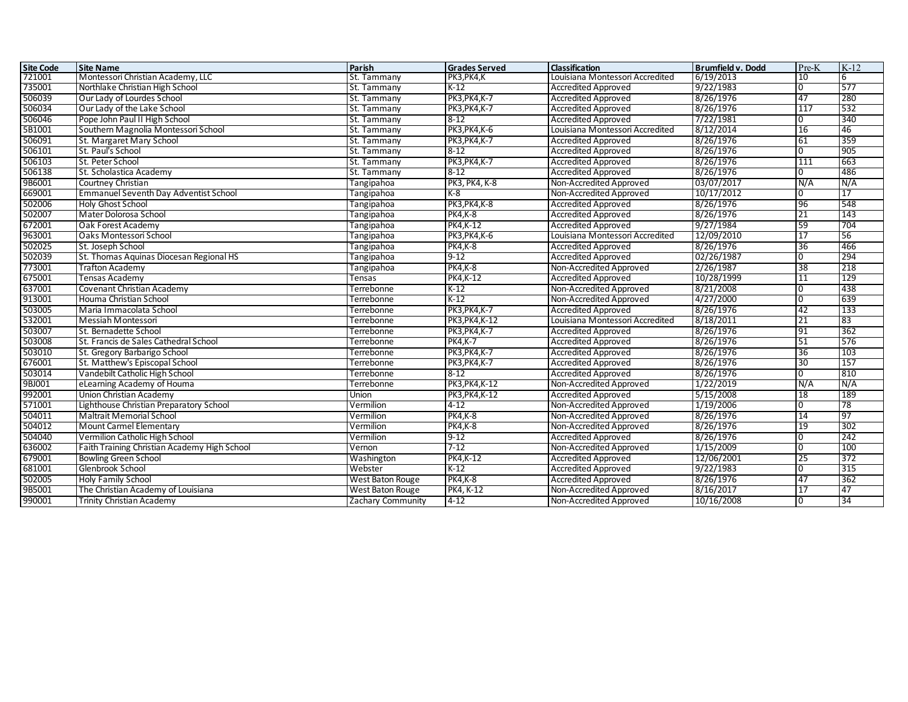| Site Code | Site Name | Parish | Grades Served | Classification | Brumfield v. Dodd | Pre-K | K-12 |
|---|---|---|---|---|---|---|---|
| 721001 | Montessori Christian Academy, LLC | St. Tammany | PK3,PK4,K | Louisiana Montessori Accredited | 6/19/2013 | 10 | 6 |
| 735001 | Northlake Christian High School | St. Tammany | K-12 | Accredited Approved | 9/22/1983 | 0 | 577 |
| 506039 | Our Lady of Lourdes School | St. Tammany | PK3,PK4,K-7 | Accredited Approved | 8/26/1976 | 47 | 280 |
| 506034 | Our Lady of the Lake School | St. Tammany | PK3,PK4,K-7 | Accredited Approved | 8/26/1976 | 117 | 532 |
| 506046 | Pope John Paul II High School | St. Tammany | 8-12 | Accredited Approved | 7/22/1981 | 0 | 340 |
| 5B1001 | Southern Magnolia Montessori School | St. Tammany | PK3,PK4,K-6 | Louisiana Montessori Accredited | 8/12/2014 | 16 | 46 |
| 506091 | St. Margaret Mary School | St. Tammany | PK3,PK4,K-7 | Accredited Approved | 8/26/1976 | 61 | 359 |
| 506101 | St. Paul's School | St. Tammany | 8-12 | Accredited Approved | 8/26/1976 | 0 | 905 |
| 506103 | St. Peter School | St. Tammany | PK3,PK4,K-7 | Accredited Approved | 8/26/1976 | 111 | 663 |
| 506138 | St. Scholastica Academy | St. Tammany | 8-12 | Accredited Approved | 8/26/1976 | 0 | 486 |
| 9B6001 | Courtney Christian | Tangipahoa | PK3, PK4, K-8 | Non-Accredited Approved | 03/07/2017 | N/A | N/A |
| 669001 | Emmanuel Seventh Day Adventist School | Tangipahoa | K-8 | Non-Accredited Approved | 10/17/2012 | 0 | 17 |
| 502006 | Holy Ghost School | Tangipahoa | PK3,PK4,K-8 | Accredited Approved | 8/26/1976 | 96 | 548 |
| 502007 | Mater Dolorosa School | Tangipahoa | PK4,K-8 | Accredited Approved | 8/26/1976 | 21 | 143 |
| 672001 | Oak Forest Academy | Tangipahoa | PK4,K-12 | Accredited Approved | 9/27/1984 | 59 | 704 |
| 963001 | Oaks Montessori School | Tangipahoa | PK3,PK4,K-6 | Louisiana Montessori Accredited | 12/09/2010 | 17 | 56 |
| 502025 | St. Joseph School | Tangipahoa | PK4,K-8 | Accredited Approved | 8/26/1976 | 36 | 466 |
| 502039 | St. Thomas Aquinas Diocesan Regional HS | Tangipahoa | 9-12 | Accredited Approved | 02/26/1987 | 0 | 294 |
| 773001 | Trafton Academy | Tangipahoa | PK4,K-8 | Non-Accredited Approved | 2/26/1987 | 38 | 218 |
| 675001 | Tensas Academy | Tensas | PK4,K-12 | Accredited Approved | 10/28/1999 | 11 | 129 |
| 637001 | Covenant Christian Academy | Terrebonne | K-12 | Non-Accredited Approved | 8/21/2008 | 0 | 438 |
| 913001 | Houma Christian School | Terrebonne | K-12 | Non-Accredited Approved | 4/27/2000 | 0 | 639 |
| 503005 | Maria Immacolata School | Terrebonne | PK3,PK4,K-7 | Accredited Approved | 8/26/1976 | 42 | 133 |
| 532001 | Messiah Montessori | Terrebonne | PK3,PK4,K-12 | Louisiana Montessori Accredited | 8/18/2011 | 21 | 83 |
| 503007 | St. Bernadette School | Terrebonne | PK3,PK4,K-7 | Accredited Approved | 8/26/1976 | 91 | 362 |
| 503008 | St. Francis de Sales Cathedral School | Terrebonne | PK4,K-7 | Accredited Approved | 8/26/1976 | 51 | 576 |
| 503010 | St. Gregory Barbarigo School | Terrebonne | PK3,PK4,K-7 | Accredited Approved | 8/26/1976 | 36 | 103 |
| 676001 | St. Matthew's Episcopal School | Terrebonne | PK3,PK4,K-7 | Accredited Approved | 8/26/1976 | 30 | 157 |
| 503014 | Vandebilt Catholic High School | Terrebonne | 8-12 | Accredited Approved | 8/26/1976 | 0 | 810 |
| 9BJ001 | eLearning Academy of Houma | Terrebonne | PK3,PK4,K-12 | Non-Accredited Approved | 1/22/2019 | N/A | N/A |
| 992001 | Union Christian Academy | Union | PK3,PK4,K-12 | Accredited Approved | 5/15/2008 | 18 | 189 |
| 571001 | Lighthouse Christian Preparatory School | Vermilion | 4-12 | Non-Accredited Approved | 1/19/2006 | 0 | 78 |
| 504011 | Maltrait Memorial School | Vermilion | PK4,K-8 | Non-Accredited Approved | 8/26/1976 | 14 | 97 |
| 504012 | Mount Carmel Elementary | Vermilion | PK4,K-8 | Non-Accredited Approved | 8/26/1976 | 19 | 302 |
| 504040 | Vermilion Catholic High School | Vermilion | 9-12 | Accredited Approved | 8/26/1976 | 0 | 242 |
| 636002 | Faith Training Christian Academy High School | Vernon | 7-12 | Non-Accredited Approved | 1/15/2009 | 0 | 100 |
| 679001 | Bowling Green School | Washington | PK4,K-12 | Accredited Approved | 12/06/2001 | 25 | 372 |
| 681001 | Glenbrook School | Webster | K-12 | Accredited Approved | 9/22/1983 | 0 | 315 |
| 502005 | Holy Family School | West Baton Rouge | PK4,K-8 | Accredited Approved | 8/26/1976 | 47 | 362 |
| 9B5001 | The Christian Academy of Louisiana | West Baton Rouge | PK4, K-12 | Non-Accredited Approved | 8/16/2017 | 17 | 47 |
| 990001 | Trinity Christian Academy | Zachary Community | 4-12 | Non-Accredited Approved | 10/16/2008 | 0 | 34 |